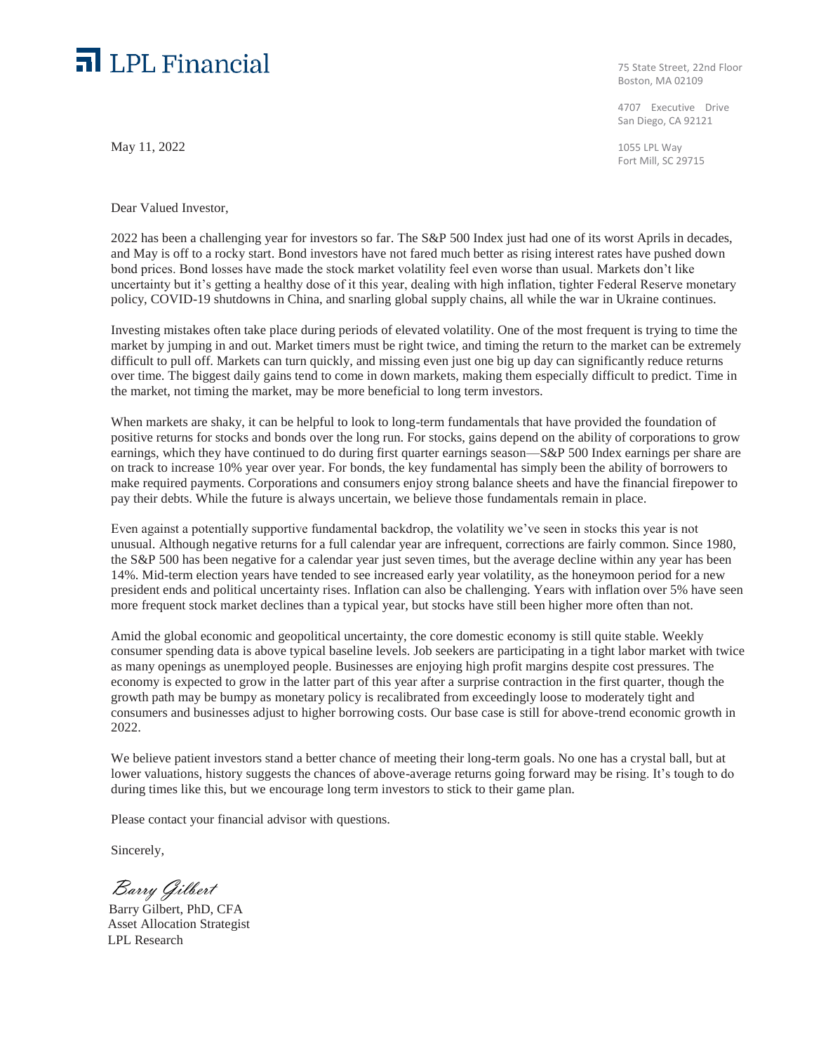LPL Financial

75 State Street, 22nd Floor
Boston, MA 02109

4707 Executive Drive
San Diego, CA 92121

1055 LPL Way
Fort Mill, SC 29715

May 11, 2022

Dear Valued Investor,

2022 has been a challenging year for investors so far. The S&P 500 Index just had one of its worst Aprils in decades, and May is off to a rocky start. Bond investors have not fared much better as rising interest rates have pushed down bond prices. Bond losses have made the stock market volatility feel even worse than usual. Markets don't like uncertainty but it's getting a healthy dose of it this year, dealing with high inflation, tighter Federal Reserve monetary policy, COVID-19 shutdowns in China, and snarling global supply chains, all while the war in Ukraine continues.

Investing mistakes often take place during periods of elevated volatility. One of the most frequent is trying to time the market by jumping in and out. Market timers must be right twice, and timing the return to the market can be extremely difficult to pull off. Markets can turn quickly, and missing even just one big up day can significantly reduce returns over time. The biggest daily gains tend to come in down markets, making them especially difficult to predict. Time in the market, not timing the market, may be more beneficial to long term investors.

When markets are shaky, it can be helpful to look to long-term fundamentals that have provided the foundation of positive returns for stocks and bonds over the long run. For stocks, gains depend on the ability of corporations to grow earnings, which they have continued to do during first quarter earnings season—S&P 500 Index earnings per share are on track to increase 10% year over year. For bonds, the key fundamental has simply been the ability of borrowers to make required payments. Corporations and consumers enjoy strong balance sheets and have the financial firepower to pay their debts. While the future is always uncertain, we believe those fundamentals remain in place.

Even against a potentially supportive fundamental backdrop, the volatility we've seen in stocks this year is not unusual. Although negative returns for a full calendar year are infrequent, corrections are fairly common. Since 1980, the S&P 500 has been negative for a calendar year just seven times, but the average decline within any year has been 14%. Mid-term election years have tended to see increased early year volatility, as the honeymoon period for a new president ends and political uncertainty rises. Inflation can also be challenging. Years with inflation over 5% have seen more frequent stock market declines than a typical year, but stocks have still been higher more often than not.

Amid the global economic and geopolitical uncertainty, the core domestic economy is still quite stable. Weekly consumer spending data is above typical baseline levels. Job seekers are participating in a tight labor market with twice as many openings as unemployed people. Businesses are enjoying high profit margins despite cost pressures. The economy is expected to grow in the latter part of this year after a surprise contraction in the first quarter, though the growth path may be bumpy as monetary policy is recalibrated from exceedingly loose to moderately tight and consumers and businesses adjust to higher borrowing costs. Our base case is still for above-trend economic growth in 2022.

We believe patient investors stand a better chance of meeting their long-term goals. No one has a crystal ball, but at lower valuations, history suggests the chances of above-average returns going forward may be rising. It's tough to do during times like this, but we encourage long term investors to stick to their game plan.

Please contact your financial advisor with questions.

Sincerely,

*Barry Gilbert*

Barry Gilbert, PhD, CFA
Asset Allocation Strategist
LPL Research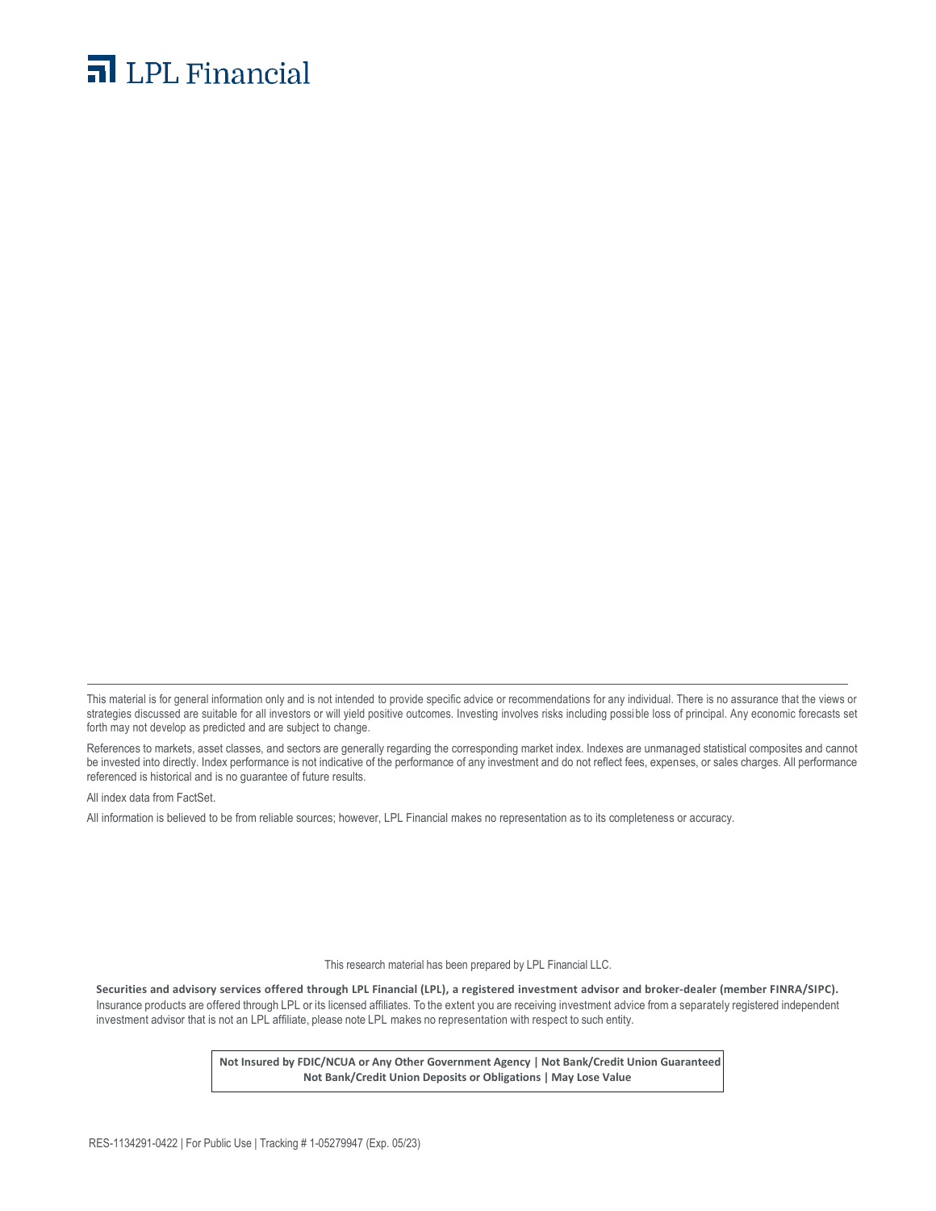LPL Financial

---

This material is for general information only and is not intended to provide specific advice or recommendations for any individual. There is no assurance that the views or strategies discussed are suitable for all investors or will yield positive outcomes. Investing involves risks including possible loss of principal. Any economic forecasts set forth may not develop as predicted and are subject to change.

References to markets, asset classes, and sectors are generally regarding the corresponding market index. Indexes are unmanaged statistical composites and cannot be invested into directly. Index performance is not indicative of the performance of any investment and do not reflect fees, expenses, or sales charges. All performance referenced is historical and is no guarantee of future results.

All index data from FactSet.

All information is believed to be from reliable sources; however, LPL Financial makes no representation as to its completeness or accuracy.

This research material has been prepared by LPL Financial LLC.

**Securities and advisory services offered through LPL Financial (LPL), a registered investment advisor and broker-dealer (member FINRA/SIPC).** Insurance products are offered through LPL or its licensed affiliates. To the extent you are receiving investment advice from a separately registered independent investment advisor that is not an LPL affiliate, please note LPL makes no representation with respect to such entity.

**Not Insured by FDIC/NCUA or Any Other Government Agency | Not Bank/Credit Union Guaranteed**
**Not Bank/Credit Union Deposits or Obligations | May Lose Value**

RES-1134291-0422 | For Public Use | Tracking # 1-05279947 (Exp. 05/23)